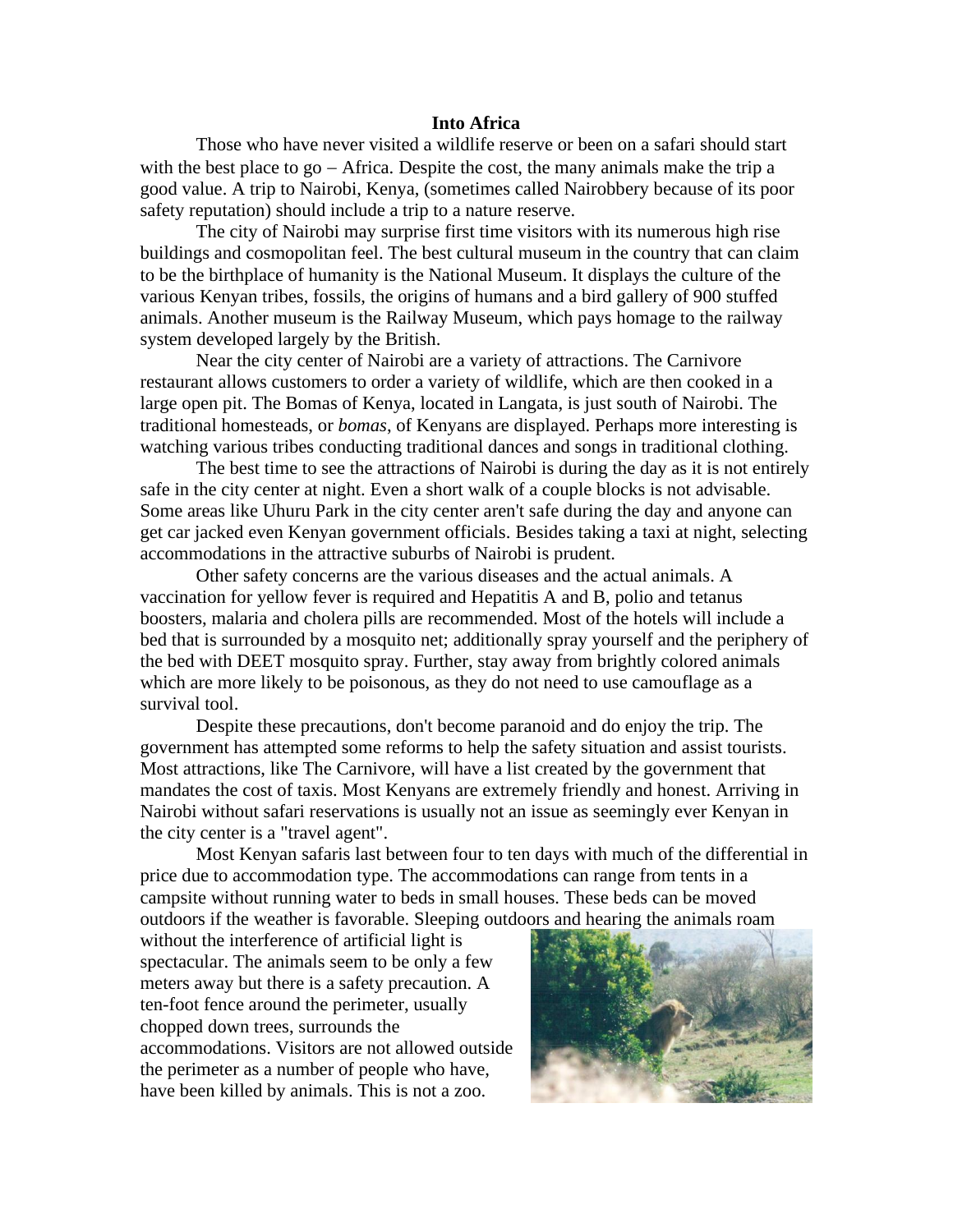# Into Africa

Those who have never visited a wildlife reserve or been on a safari should start with the best place to go – Africa. Despite the cost, the many animals make the trip a good value. A trip to Nairobi, Kenya, (sometimes called Nairobbery because of its poor safety reputation) should include a trip to a nature reserve.

The city of Nairobi may surprise first time visitors with its numerous high rise buildings and cosmopolitan feel. The best cultural museum in the country that can claim to be the birthplace of humanity is the National Museum. It displays the culture of the various Kenyan tribes, fossils, the origins of humans and a bird gallery of 900 stuffed animals. Another museum is the Railway Museum, which pays homage to the railway system developed largely by the British.

Near the city center of Nairobi are a variety of attractions. The Carnivore restaurant allows customers to order a variety of wildlife, which are then cooked in a large open pit. The Bomas of Kenya, located in Langata, is just south of Nairobi. The traditional homesteads, or *bomas*, of Kenyans are displayed. Perhaps more interesting is watching various tribes conducting traditional dances and songs in traditional clothing.

The best time to see the attractions of Nairobi is during the day as it is not entirely safe in the city center at night. Even a short walk of a couple blocks is not advisable. Some areas like Uhuru Park in the city center aren't safe during the day and anyone can get car jacked even Kenyan government officials. Besides taking a taxi at night, selecting accommodations in the attractive suburbs of Nairobi is prudent.

Other safety concerns are the various diseases and the actual animals. A vaccination for yellow fever is required and Hepatitis A and B, polio and tetanus boosters, malaria and cholera pills are recommended. Most of the hotels will include a bed that is surrounded by a mosquito net; additionally spray yourself and the periphery of the bed with DEET mosquito spray. Further, stay away from brightly colored animals which are more likely to be poisonous, as they do not need to use camouflage as a survival tool.

Despite these precautions, don't become paranoid and do enjoy the trip. The government has attempted some reforms to help the safety situation and assist tourists. Most attractions, like The Carnivore, will have a list created by the government that mandates the cost of taxis. Most Kenyans are extremely friendly and honest. Arriving in Nairobi without safari reservations is usually not an issue as seemingly ever Kenyan in the city center is a "travel agent".

Most Kenyan safaris last between four to ten days with much of the differential in price due to accommodation type. The accommodations can range from tents in a campsite without running water to beds in small houses. These beds can be moved outdoors if the weather is favorable. Sleeping outdoors and hearing the animals roam without the interference of artificial light is spectacular. The animals seem to be only a few meters away but there is a safety precaution. A ten-foot fence around the perimeter, usually chopped down trees, surrounds the accommodations. Visitors are not allowed outside the perimeter as a number of people who have, have been killed by animals. This is not a zoo.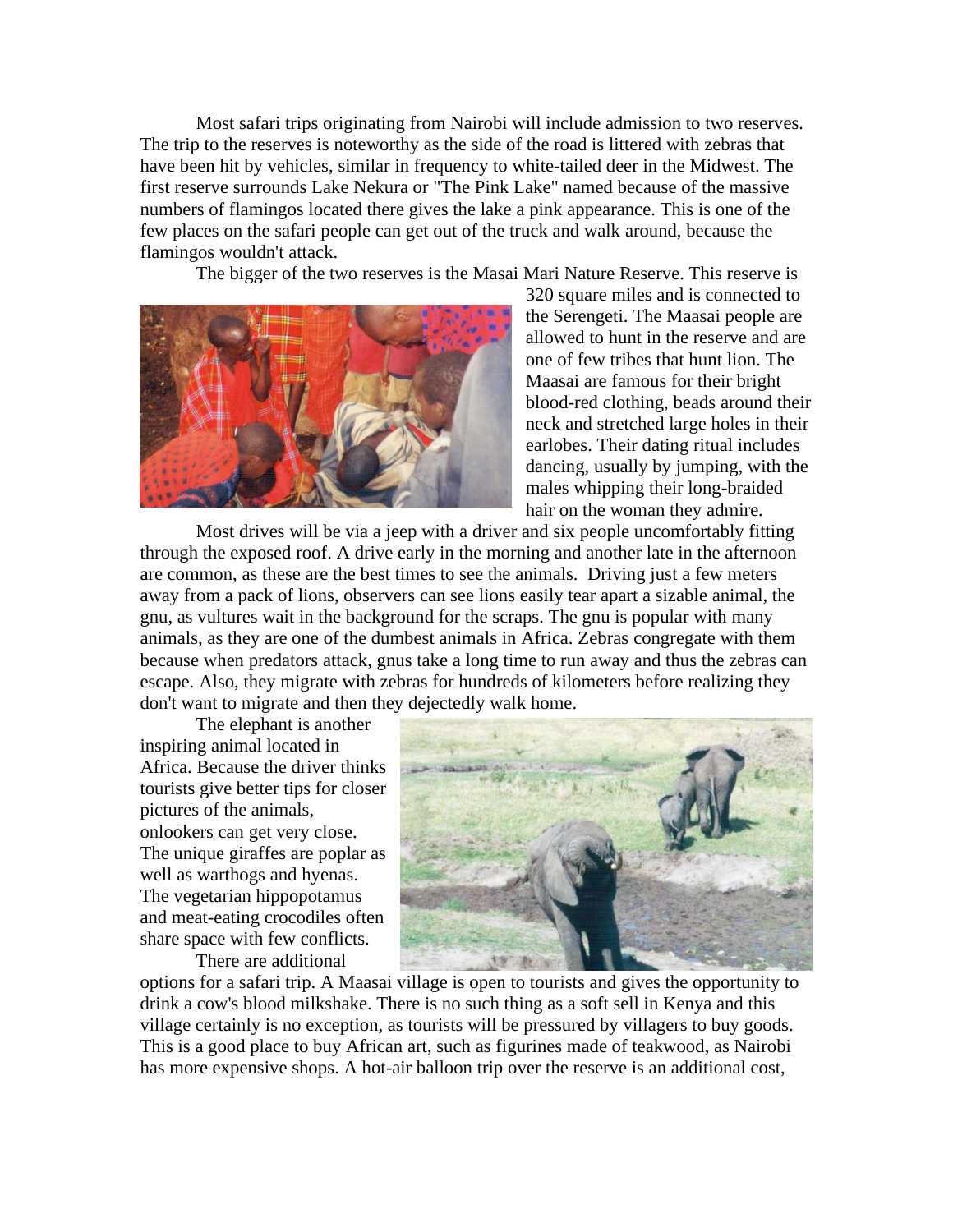Most safari trips originating from Nairobi will include admission to two reserves. The trip to the reserves is noteworthy as the side of the road is littered with zebras that have been hit by vehicles, similar in frequency to white-tailed deer in the Midwest. The first reserve surrounds Lake Nekura or "The Pink Lake" named because of the massive numbers of flamingos located there gives the lake a pink appearance. This is one of the few places on the safari people can get out of the truck and walk around, because the flamingos wouldn't attack.

The bigger of the two reserves is the Masai Mari Nature Reserve. This reserve is 320 square miles and is connected to the Serengeti. The Maasai people are allowed to hunt in the reserve and are one of few tribes that hunt lion. The Maasai are famous for their bright blood-red clothing, beads around their neck and stretched large holes in their earlobes. Their dating ritual includes dancing, usually by jumping, with the males whipping their long-braided hair on the woman they admire.

Most drives will be via a jeep with a driver and six people uncomfortably fitting through the exposed roof. A drive early in the morning and another late in the afternoon are common, as these are the best times to see the animals. Driving just a few meters away from a pack of lions, observers can see lions easily tear apart a sizable animal, the gnu, as vultures wait in the background for the scraps. The gnu is popular with many animals, as they are one of the dumbest animals in Africa. Zebras congregate with them because when predators attack, gnus take a long time to run away and thus the zebras can escape. Also, they migrate with zebras for hundreds of kilometers before realizing they don't want to migrate and then they dejectedly walk home.

The elephant is another inspiring animal located in Africa. Because the driver thinks tourists give better tips for closer pictures of the animals, onlookers can get very close. The unique giraffes are poplar as well as warthogs and hyenas. The vegetarian hippopotamus and meat-eating crocodiles often share space with few conflicts.

There are additional options for a safari trip. A Maasai village is open to tourists and gives the opportunity to drink a cow's blood milkshake. There is no such thing as a soft sell in Kenya and this village certainly is no exception, as tourists will be pressured by villagers to buy goods. This is a good place to buy African art, such as figurines made of teakwood, as Nairobi has more expensive shops. A hot-air balloon trip over the reserve is an additional cost,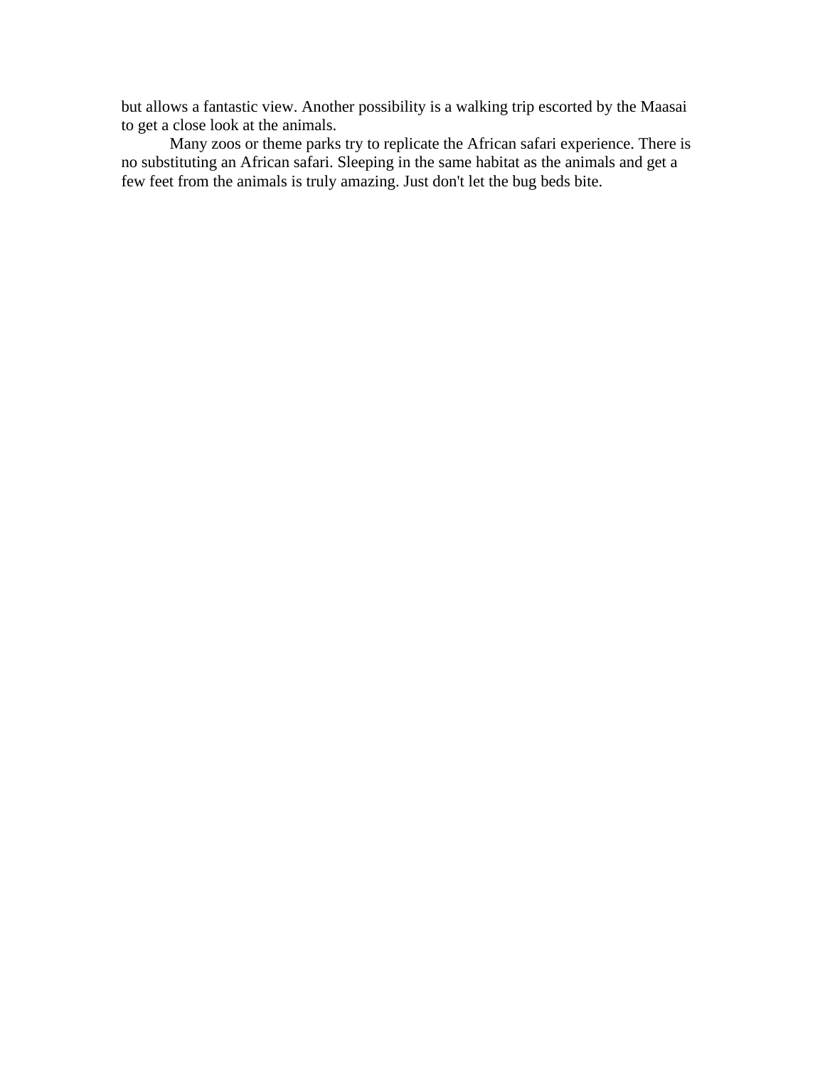but allows a fantastic view. Another possibility is a walking trip escorted by the Maasai to get a close look at the animals.

Many zoos or theme parks try to replicate the African safari experience. There is no substituting an African safari. Sleeping in the same habitat as the animals and get a few feet from the animals is truly amazing. Just don't let the bug beds bite.